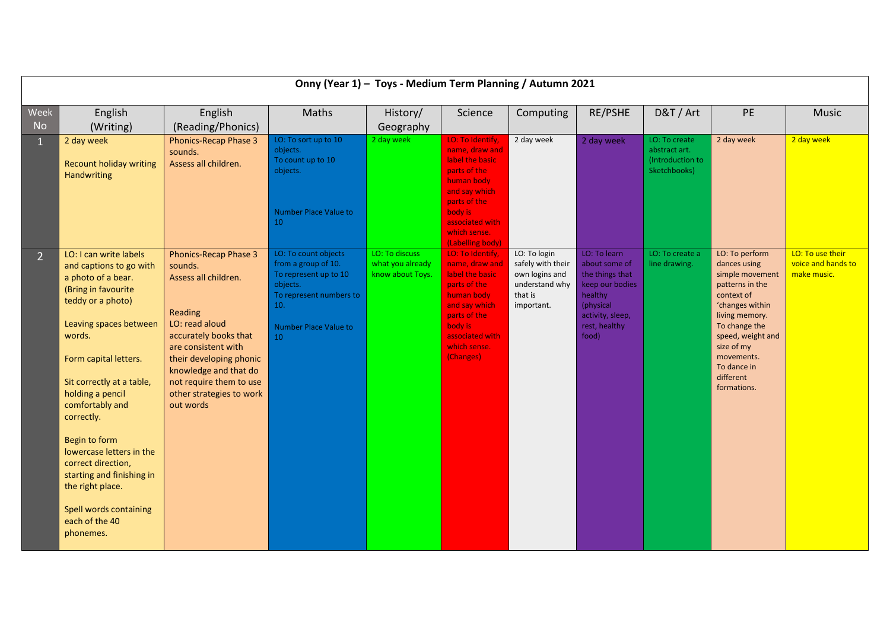| Onny (Year 1) – Toys - Medium Term Planning / Autumn 2021 | | | | | | | | | | |
|---|---|---|---|---|---|---|---|---|---|---|
| Week No | English (Writing) | English (Reading/Phonics) | Maths | History/ Geography | Science | Computing | RE/PSHE | D&T / Art | PE | Music |
| 1 | 2 day week<br><br>Recount holiday writing<br>Handwriting | Phonics-Recap Phase 3 sounds.<br>Assess all children. | LO: To sort up to 10 objects.<br>To count up to 10 objects.<br><br>Number Place Value to 10 | 2 day week | LO: To identify, name, draw and label the basic parts of the human body and say which parts of the body is associated with which sense. (Labelling body) | 2 day week | 2 day week | LO: To create abstract art. (Introduction to Sketchbooks) | 2 day week | 2 day week |
| 2 | LO: I can write labels and captions to go with a photo of a bear. (Bring in favourite teddy or a photo)<br><br>Leaving spaces between words.<br><br>Form capital letters.<br><br>Sit correctly at a table, holding a pencil comfortably and correctly.<br><br>Begin to form lowercase letters in the correct direction, starting and finishing in the right place.<br><br>Spell words containing each of the 40 phonemes. | Phonics-Recap Phase 3 sounds.<br>Assess all children.<br><br>Reading<br>LO: read aloud accurately books that are consistent with their developing phonic knowledge and that do not require them to use other strategies to work out words | LO: To count objects from a group of 10.<br>To represent up to 10 objects.<br>To represent numbers to 10.<br><br>Number Place Value to 10 | LO: To discuss what you already know about Toys. | LO: To identify, name, draw and label the basic parts of the human body and say which parts of the body is associated with which sense. (Changes) | LO: To login safely with their own logins and understand why that is important. | LO: To learn about some of the things that keep our bodies healthy (physical activity, sleep, rest, healthy food) | LO: To create a line drawing. | LO: To perform dances using simple movement patterns in the context of 'changes within living memory.<br>To change the speed, weight and size of my movements.<br>To dance in different formations. | LO: To use their voice and hands to make music. |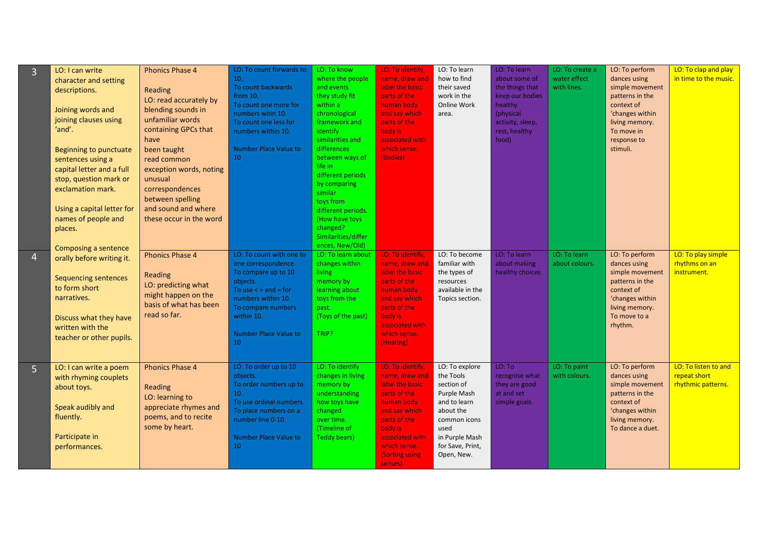| 3 | LO: I can write character and setting descriptions.<br><br>Joining words and joining clauses using 'and'.<br><br>Beginning to punctuate sentences using a capital letter and a full stop, question mark or exclamation mark.<br><br>Using a capital letter for names of people and places.<br><br>Composing a sentence orally before writing it.<br><br>Sequencing sentences to form short narratives.<br><br>Discuss what they have written with the teacher or other pupils. | Phonics Phase 4<br><br>Reading<br>LO: read accurately by blending sounds in unfamiliar words containing GPCs that have been taught read common exception words, noting unusual correspondences between spelling and sound and where these occur in the word | LO: To count forwards to 10.<br>To count backwards from 10.<br>To count one more for numbers witin 10.<br>To count one less for numbers within 10.<br><br>Number Place Value to 10 | LO: To know where the people and events they study fit within a chronological framework and identify similarities and differences between ways of life in different periods by comparing similar toys from different periods. (How have toys changed? Similarities/differ ences, New/Old) | LO: To identify, name, draw and label the basic parts of the human body and say which parts of the body is associated with which sense. (Bodies) | LO: To learn how to find their saved work in the Online Work area. | LO: To learn about some of the things that keep our bodies healthy (physical activity, sleep, rest, healthy food) | LO: To create a water effect with lines. | LO: To perform dances using simple movement patterns in the context of 'changes within living memory. To move in response to stimuli. | LO: To clap and play in time to the music. |
|---|---|---|---|---|---|---|---|---|---|---|
| 4 | | Phonics Phase 4<br><br>Reading<br>LO: predicting what might happen on the basis of what has been read so far. | LO: To count with one to one correspondence.<br>To compare up to 10 objects.<br>To use < > and = for numbers within 10.<br>To compare numbers within 10.<br><br>Number Place Value to 10 | LO: To learn about changes within living memory by learning about toys from the past. (Toys of the past)<br><br>TRIP? | LO: To identify, name, draw and label the basic parts of the human body and say which parts of the body is associated with which sense. (Hearing) | LO: To become familiar with the types of resources available in the Topics section. | LO: To learn about making healthy choices. | LO: To learn about colours. | LO: To perform dances using simple movement patterns in the context of 'changes within living memory. To move to a rhythm. | LO: To play simple rhythms on an instrument. |
| 5 | LO: I can write a poem with rhyming couplets about toys.<br><br>Speak audibly and fluently.<br><br>Participate in performances. | Phonics Phase 4<br><br>Reading<br>LO: learning to appreciate rhymes and poems, and to recite some by heart. | LO: To order up to 10 objects.<br>To order numbers up to 10.<br>To use ordinal numbers.<br>To place numbers on a number line 0-10.<br><br>Number Place Value to 10 | LO: To identify changes in living memory by understanding how toys have changed over time. (Timeline of Teddy bears) | LO: To identify, name, draw and label the basic parts of the human body and say which parts of the body is associated with which sense. (Sorting using senses) | LO: To explore the Tools section of Purple Mash and to learn about the common icons used in Purple Mash for Save, Print, Open, New. | LO: To recognise what they are good at and set simple goals. | LO: To paint with colours. | LO: To perform dances using simple movement patterns in the context of 'changes within living memory. To dance a duet. | LO: To listen to and repeat short rhythmic patterns. |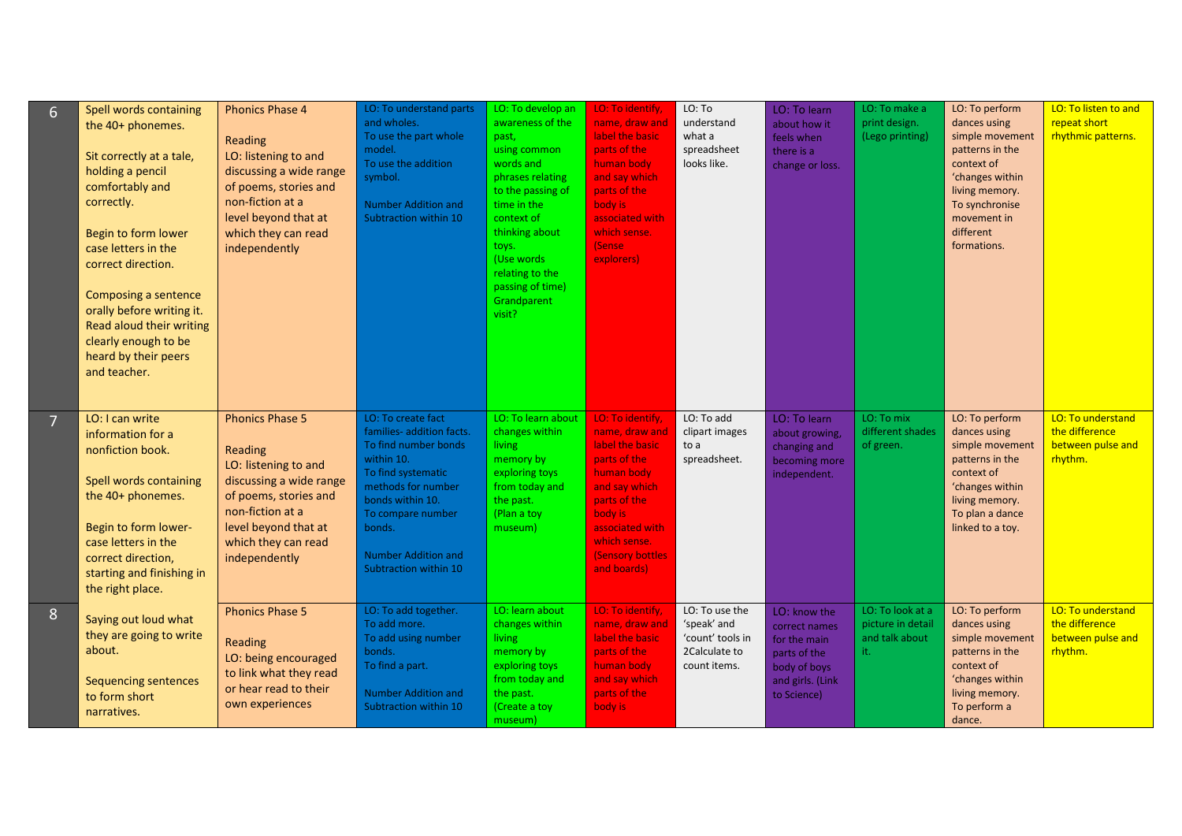| | | | | | | | | | | |
|---|---|---|---|---|---|---|---|---|---|---|
| 6 | Spell words containing the 40+ phonemes.<br><br>Sit correctly at a tale, holding a pencil comfortably and correctly.<br><br>Begin to form lower case letters in the correct direction.<br><br>Composing a sentence orally before writing it. Read aloud their writing clearly enough to be heard by their peers and teacher. | Phonics Phase 4<br><br>Reading<br>LO: listening to and discussing a wide range of poems, stories and non-fiction at a level beyond that at which they can read independently | LO: To understand parts and wholes.<br>To use the part whole model.<br>To use the addition symbol.<br><br>Number Addition and Subtraction within 10 | LO: To develop an awareness of the past, using common words and phrases relating to the passing of time in the context of thinking about toys.<br>(Use words relating to the passing of time)<br>Grandparent visit? | LO: To identify, name, draw and label the basic parts of the human body and say which parts of the body is associated with which sense.<br>(Sense explorers) | LO: To understand what a spreadsheet looks like. | LO: To learn about how it feels when there is a change or loss. | LO: To make a print design.<br>(Lego printing) | LO: To perform dances using simple movement patterns in the context of 'changes within living memory.<br>To synchronise movement in different formations. | LO: To listen to and repeat short rhythmic patterns. |
| 7 | LO: I can write information for a nonfiction book.<br><br>Spell words containing the 40+ phonemes.<br><br>Begin to form lower-case letters in the correct direction, starting and finishing in the right place.<br><br>Saying out loud what they are going to write about.<br><br>Sequencing sentences to form short narratives. | Phonics Phase 5<br><br>Reading<br>LO: listening to and discussing a wide range of poems, stories and non-fiction at a level beyond that at which they can read independently | LO: To create fact families- addition facts.<br>To find number bonds within 10.<br>To find systematic methods for number bonds within 10.<br>To compare number bonds.<br><br>Number Addition and Subtraction within 10 | LO: To learn about changes within living memory by exploring toys from today and the past.<br>(Plan a toy museum) | LO: To identify, name, draw and label the basic parts of the human body and say which parts of the body is associated with which sense.<br>(Sensory bottles and boards) | LO: To add clipart images to a spreadsheet. | LO: To learn about growing, changing and becoming more independent. | LO: To mix different shades of green. | LO: To perform dances using simple movement patterns in the context of 'changes within living memory.<br>To plan a dance linked to a toy. | LO: To understand the difference between pulse and rhythm. |
| 8 | | Phonics Phase 5<br><br>Reading<br>LO: being encouraged to link what they read or hear read to their own experiences | LO: To add together.<br>To add more.<br>To add using number bonds.<br>To find a part.<br><br>Number Addition and Subtraction within 10 | LO: learn about changes within living memory by exploring toys from today and the past.<br>(Create a toy museum) | LO: To identify, name, draw and label the basic parts of the human body and say which parts of the body is | LO: To use the 'speak' and 'count' tools in 2Calculate to count items. | LO: know the correct names for the main parts of the body of boys and girls. (Link to Science) | LO: To look at a picture in detail and talk about it. | LO: To perform dances using simple movement patterns in the context of 'changes within living memory.<br>To perform a dance. | LO: To understand the difference between pulse and rhythm. |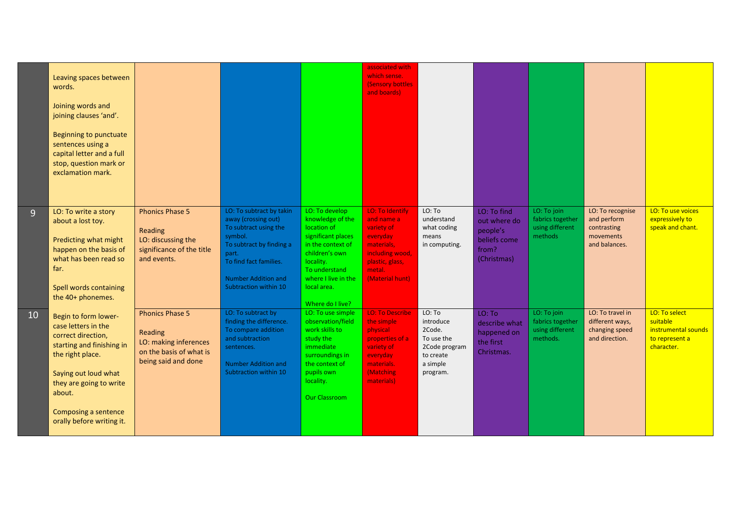| | | | | | | | | | | |
|---|---|---|---|---|---|---|---|---|---|---|
| | Leaving spaces between words.<br><br>Joining words and joining clauses 'and'.<br><br>Beginning to punctuate sentences using a capital letter and a full stop, question mark or exclamation mark. | | | | associated with which sense. (Sensory bottles and boards) | | | | | |
| 9 | LO: To write a story about a lost toy.<br><br>Predicting what might happen on the basis of what has been read so far.<br><br>Spell words containing the 40+ phonemes. | Phonics Phase 5<br><br>Reading<br>LO: discussing the significance of the title and events. | LO: To subtract by takin away (crossing out)<br>To subtract using the symbol.<br>To subtract by finding a part.<br>To find fact families.<br><br>Number Addition and Subtraction within 10 | LO: To develop knowledge of the location of significant places in the context of children's own locality.<br>To understand where I live in the local area.<br><br>Where do I live? | LO: To Identify and name a variety of everyday materials, including wood, plastic, glass, metal.<br>(Material hunt) | LO: To understand what coding means in computing. | LO: To find out where do people's beliefs come from? (Christmas) | LO: To join fabrics together using different methods | LO: To recognise and perform contrasting movements and balances. | LO: To use voices expressively to speak and chant. |
| 10 | Begin to form lower-case letters in the correct direction, starting and finishing in the right place.<br><br>Saying out loud what they are going to write about.<br><br>Composing a sentence orally before writing it. | Phonics Phase 5<br><br>Reading<br>LO: making inferences on the basis of what is being said and done | LO: To subtract by finding the difference.<br>To compare addition and subtraction sentences.<br><br>Number Addition and Subtraction within 10 | LO: To use simple observation/field work skills to study the immediate surroundings in the context of pupils own locality.<br><br>Our Classroom | LO: To Describe the simple physical properties of a variety of everyday materials.<br>(Matching materials) | LO: To introduce 2Code.<br>To use the 2Code program to create a simple program. | LO: To describe what happened on the first Christmas. | LO: To join fabrics together using different methods. | LO: To travel in different ways, changing speed and direction. | LO: To select suitable instrumental sounds to represent a character. |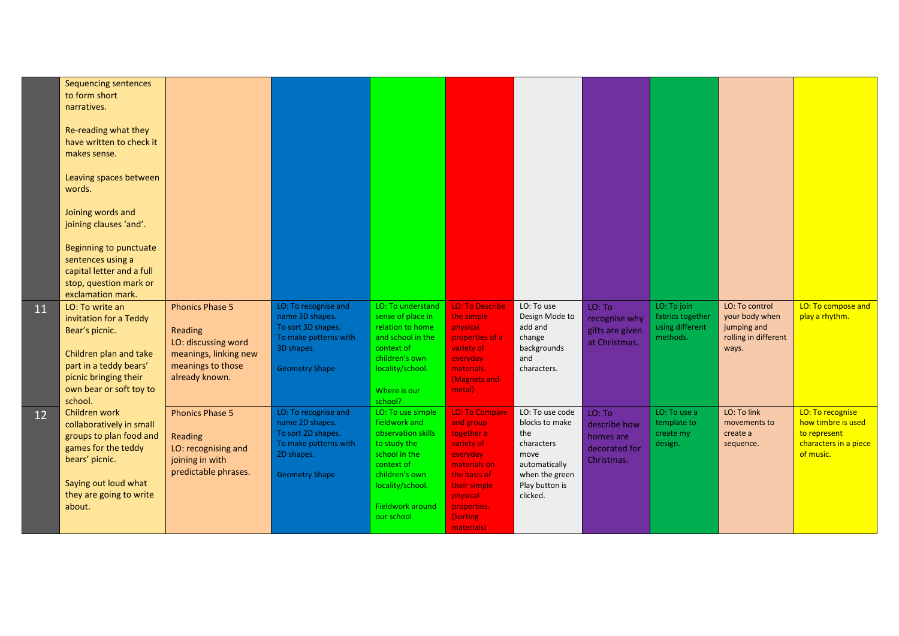| | | | | | | | | | | | |
|---|---|---|---|---|---|---|---|---|---|---|---|
| | Sequencing sentences to form short narratives.<br><br>Re-reading what they have written to check it makes sense.<br><br>Leaving spaces between words.<br><br>Joining words and joining clauses 'and'.<br><br>Beginning to punctuate sentences using a capital letter and a full stop, question mark or exclamation mark. | | | | | | | | | | |
| 11 | LO: To write an invitation for a Teddy Bear's picnic.<br><br>Children plan and take part in a teddy bears' picnic bringing their own bear or soft toy to school. | Phonics Phase 5<br><br>Reading<br>LO: discussing word meanings, linking new meanings to those already known. | LO: To recognise and name 3D shapes.<br>To sort 3D shapes.<br>To make patterns with 3D shapes.<br><br>Geometry Shape | LO: To understand sense of place in relation to home and school in the context of children's own locality/school.<br><br>Where is our school? | LO: To Describe the simple physical properties of a variety of everyday materials. (Magnets and metal) | LO: To use Design Mode to add and change backgrounds and characters. | LO: To recognise why gifts are given at Christmas. | LO: To join fabrics together using different methods. | LO: To control your body when jumping and rolling in different ways. | LO: To compose and play a rhythm. |
| 12 | Children work collaboratively in small groups to plan food and games for the teddy bears' picnic.<br><br>Saying out loud what they are going to write about. | Phonics Phase 5<br><br>Reading<br>LO: recognising and joining in with predictable phrases. | LO: To recognise and name 2D shapes.<br>To sort 2D shapes.<br>To make patterns with 2D shapes.<br><br>Geometry Shape | LO: To use simple fieldwork and observation skills to study the school in the context of children's own locality/school.<br><br>Fieldwork around our school | LO: To Compare and group together a variety of everyday materials on the basis of their simple physical properties. (Sorting materials) | LO: To use code blocks to make the characters move automatically when the green Play button is clicked. | LO: To describe how homes are decorated for Christmas. | LO: To use a template to create my design. | LO: To link movements to create a sequence. | LO: To recognise how timbre is used to represent characters in a piece of music. |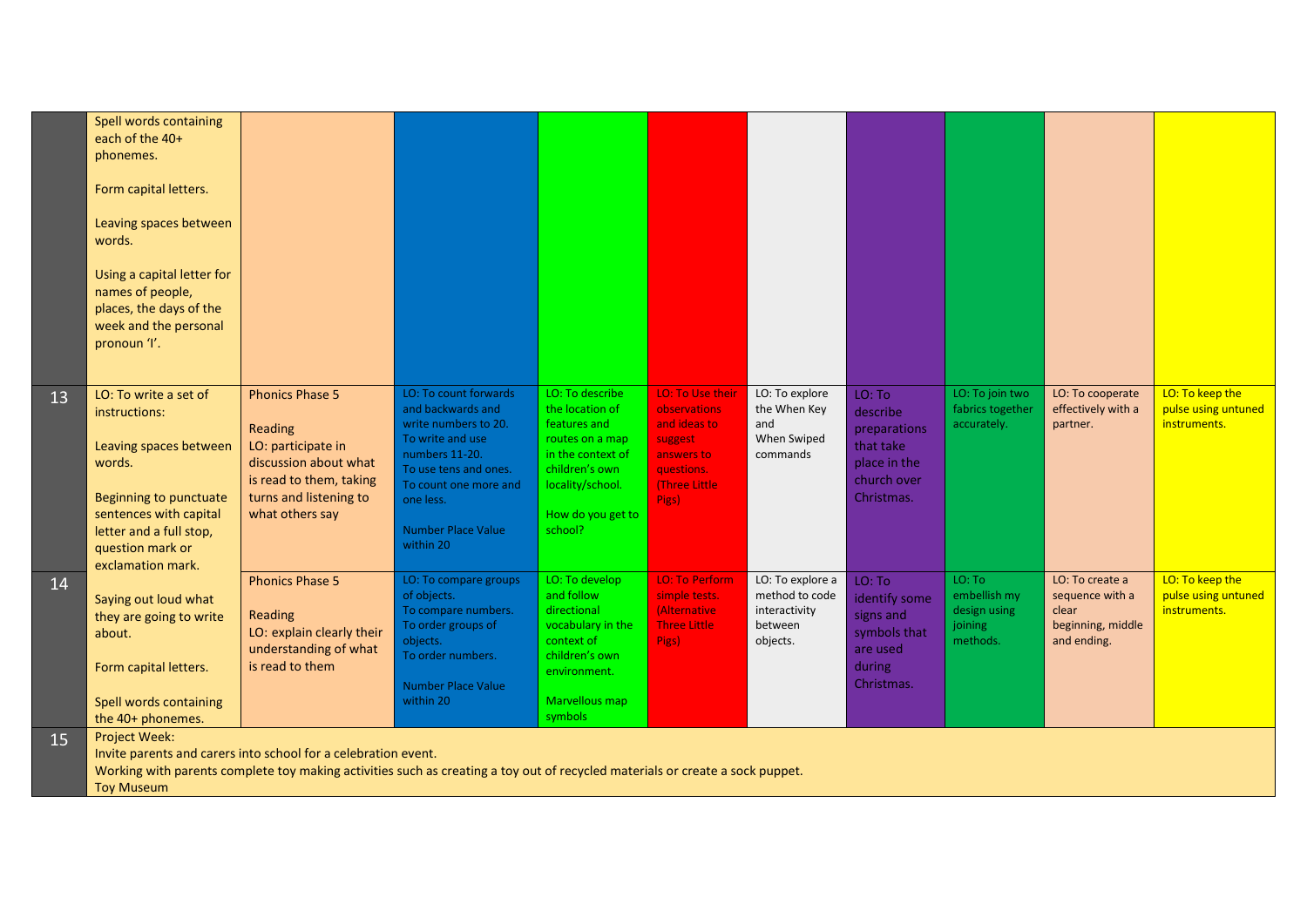| | | | | | | | | | | |
|---|---|---|---|---|---|---|---|---|---|---|
| | Spell words containing each of the 40+ phonemes.<br><br>Form capital letters.<br><br>Leaving spaces between words.<br><br>Using a capital letter for names of people, places, the days of the week and the personal pronoun 'I'. | | | | | | | | | |
| 13 | LO: To write a set of instructions:<br><br>Leaving spaces between words.<br><br>Beginning to punctuate sentences with capital letter and a full stop, question mark or exclamation mark. | Phonics Phase 5<br><br>Reading<br>LO: participate in discussion about what is read to them, taking turns and listening to what others say | LO: To count forwards and backwards and write numbers to 20.<br>To write and use numbers 11-20.<br>To use tens and ones.<br>To count one more and one less.<br><br>Number Place Value within 20 | LO: To describe the location of features and routes on a map in the context of children's own locality/school.<br><br>How do you get to school? | LO: To Use their observations and ideas to suggest answers to questions. (Three Little Pigs) | LO: To explore the When Key and When Swiped commands | LO: To describe preparations that take place in the church over Christmas. | LO: To join two fabrics together accurately. | LO: To cooperate effectively with a partner. | LO: To keep the pulse using untuned instruments. |
| 14 | Saying out loud what they are going to write about.<br><br>Form capital letters.<br><br>Spell words containing the 40+ phonemes. | Phonics Phase 5<br><br>Reading<br>LO: explain clearly their understanding of what is read to them | LO: To compare groups of objects.<br>To compare numbers.<br>To order groups of objects.<br>To order numbers.<br><br>Number Place Value within 20 | LO: To develop and follow directional vocabulary in the context of children's own environment.<br><br>Marvellous map symbols | LO: To Perform simple tests. (Alternative Three Little Pigs) | LO: To explore a method to code interactivity between objects. | LO: To identify some signs and symbols that are used during Christmas. | LO: To embellish my design using joining methods. | LO: To create a sequence with a clear beginning, middle and ending. | LO: To keep the pulse using untuned instruments. |
| 15 | Project Week:<br>Invite parents and carers into school for a celebration event.<br>Working with parents complete toy making activities such as creating a toy out of recycled materials or create a sock puppet.<br>Toy Museum | | | | | | | | | |